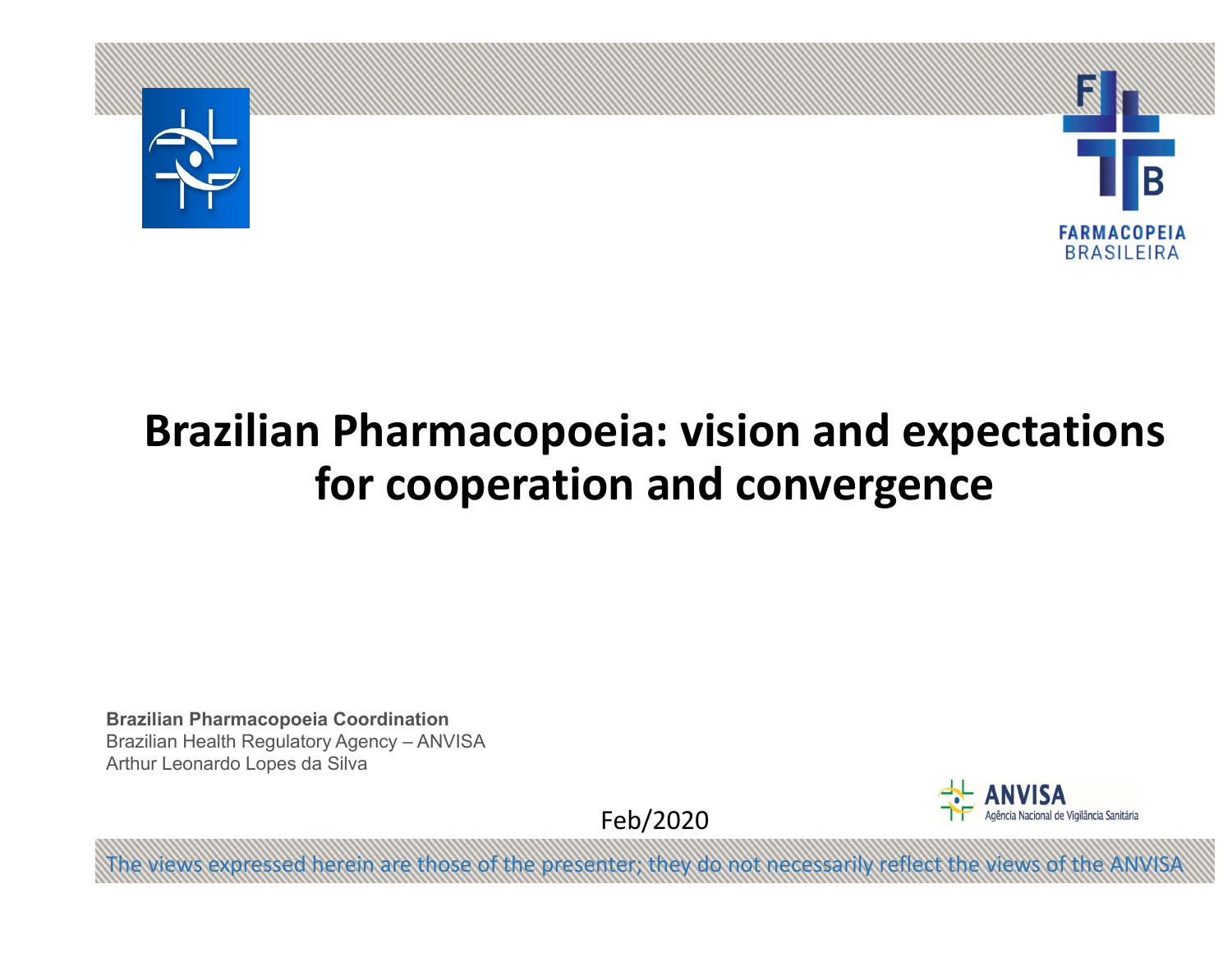# Brazilian Pharmacopoeia: vision and expectations for cooperation and convergence

**Brazilian Pharmacopoeia Coordination**
Brazilian Health Regulatory Agency – ANVISA
Arthur Leonardo Lopes da Silva

Feb/2020

The views expressed herein are those of the presenter; they do not necessarily reflect the views of the ANVISA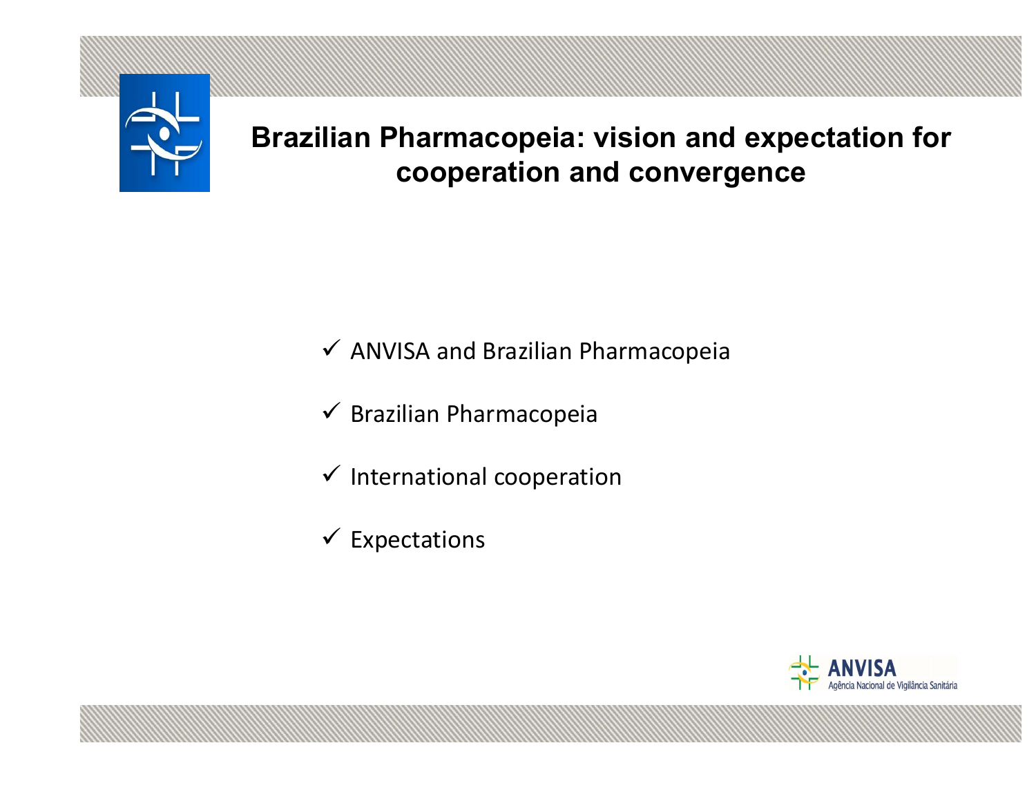# Brazilian Pharmacopeia: vision and expectation for cooperation and convergence

- ✓ ANVISA and Brazilian Pharmacopeia
- ✓ Brazilian Pharmacopeia
- ✓ International cooperation
- ✓ Expectations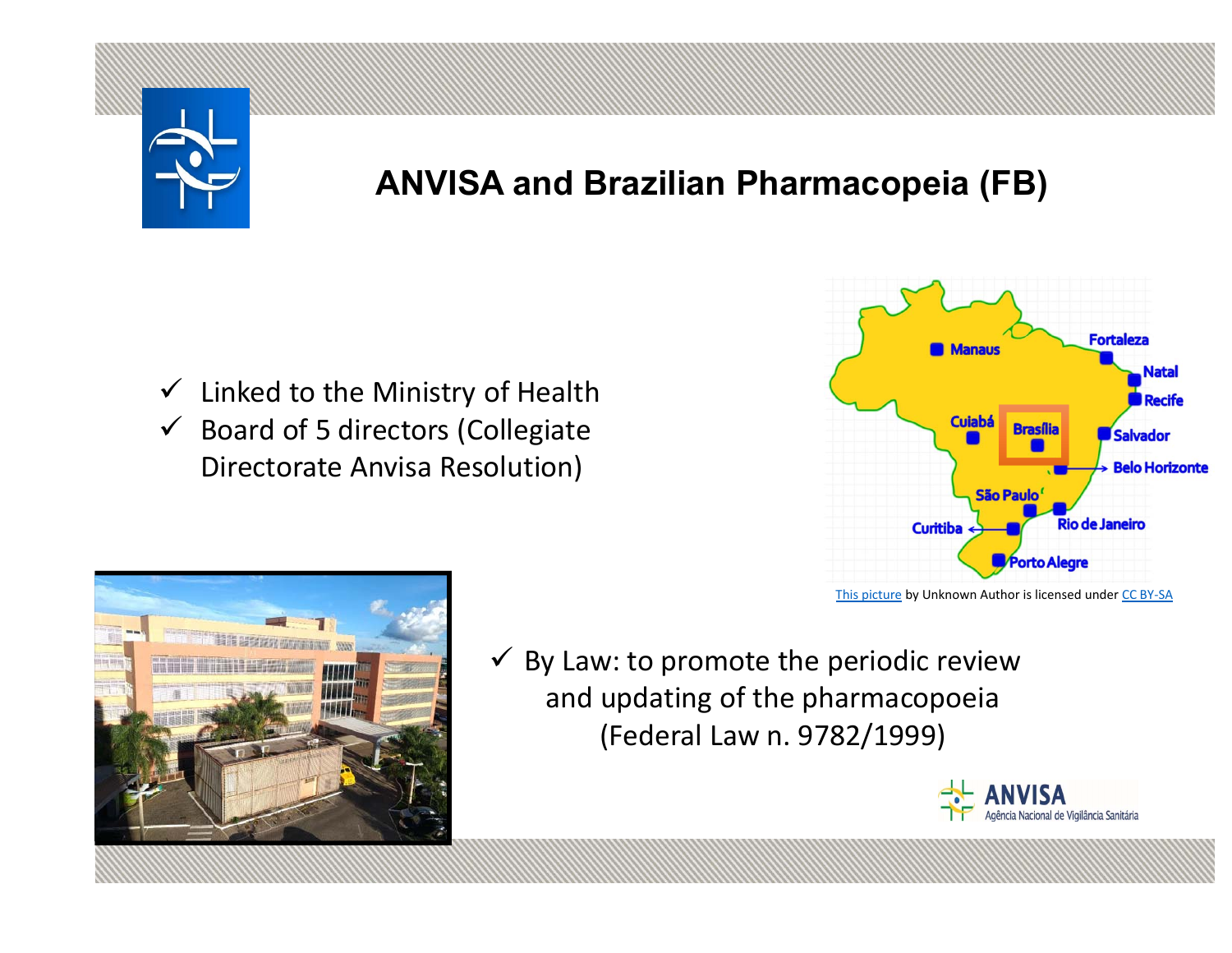# ANVISA and Brazilian Pharmacopeia (FB)

- ✓ Linked to the Ministry of Health
- ✓ Board of 5 directors (Collegiate Directorate Anvisa Resolution)

This picture by Unknown Author is licensed under CC BY-SA

- ✓ By Law: to promote the periodic review and updating of the pharmacopoeia (Federal Law n. 9782/1999)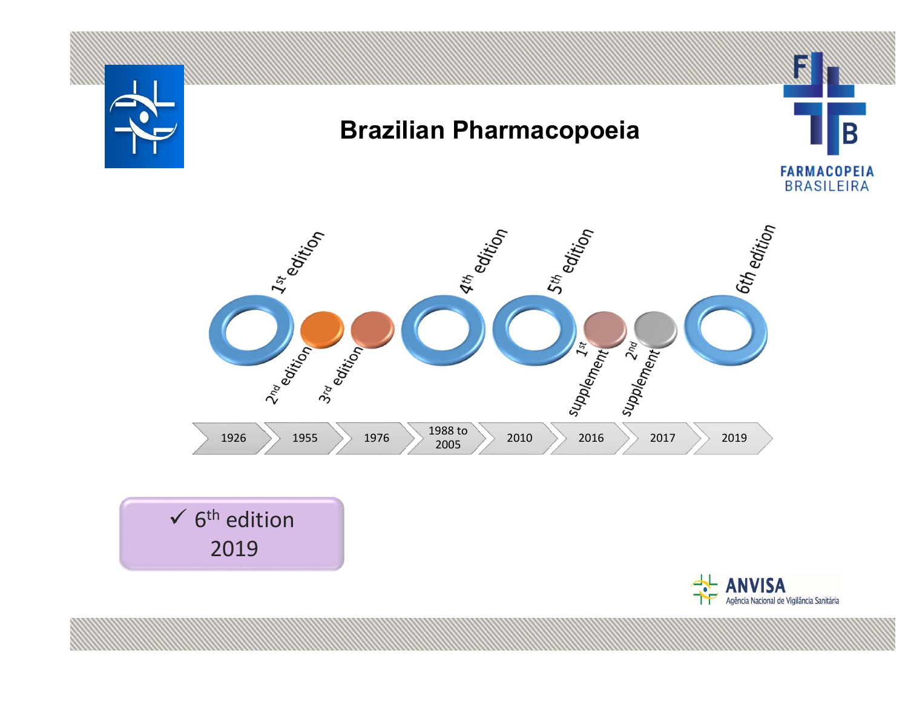# Brazilian Pharmacopoeia

FARMACOPEIA BRASILEIRA

- 1926 — 1st edition
- 1955 — 2nd edition
- 1976 — 3rd edition
- 1988 to 2005 — 4th edition
- 2010 — 5th edition
- 2016 — 1st supplement
- 2017 — 2nd supplement
- 2019 — 6th edition

✓ 6th edition 2019

ANVISA
Agência Nacional de Vigilância Sanitária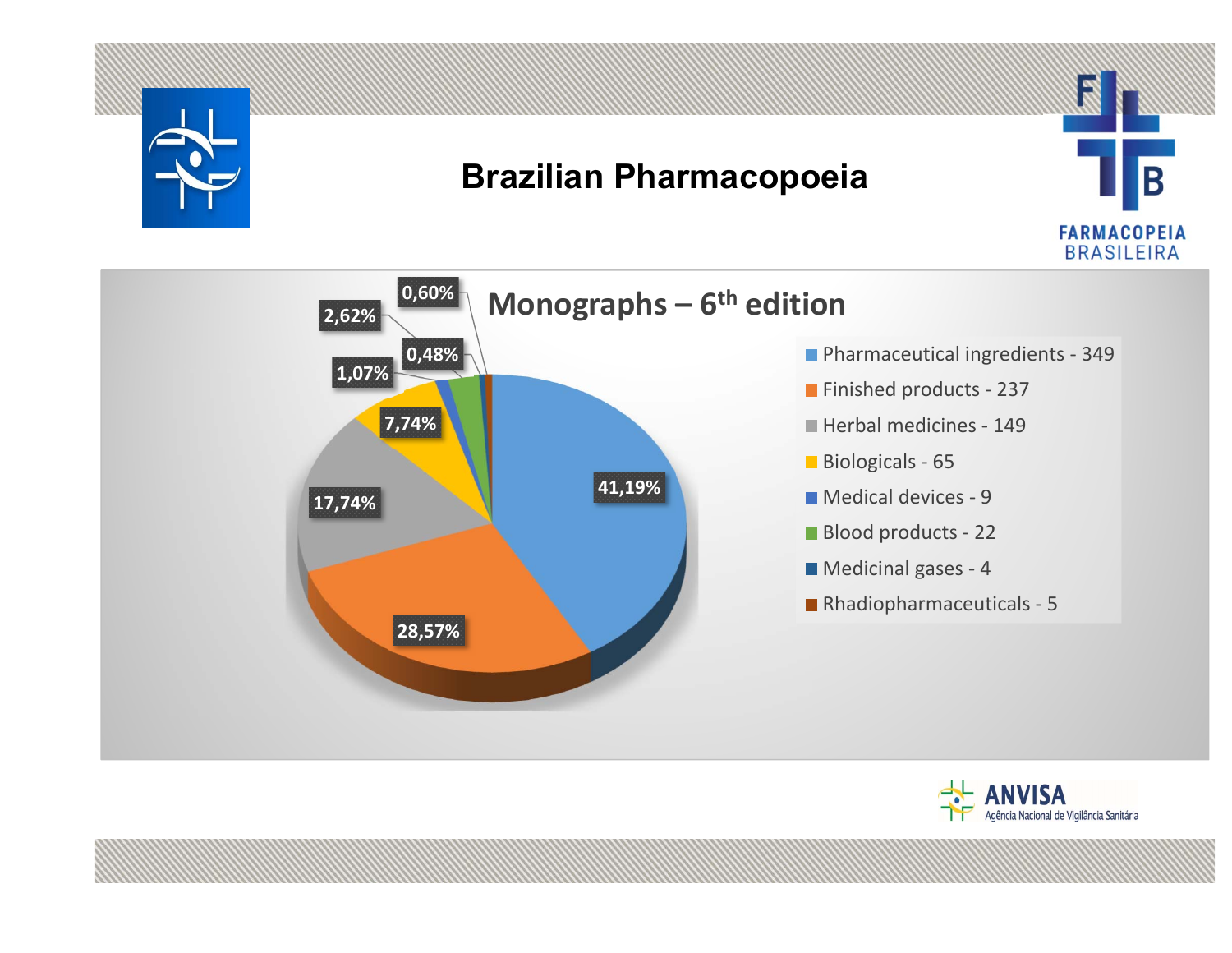# Brazilian Pharmacopoeia

## Monographs – 6th edition

| Category | Monographs | Percentage |
|---|---|---|
| Pharmaceutical ingredients | 349 | 41,19% |
| Finished products | 237 | 28,57% |
| Herbal medicines | 149 | 17,74% |
| Biologicals | 65 | 7,74% |
| Medical devices | 9 | 1,07% |
| Blood products | 22 | 2,62% |
| Medicinal gases | 4 | 0,48% |
| Rhadiopharmaceuticals | 5 | 0,60% |

FARMACOPEIA BRASILEIRA

ANVISA – Agência Nacional de Vigilância Sanitária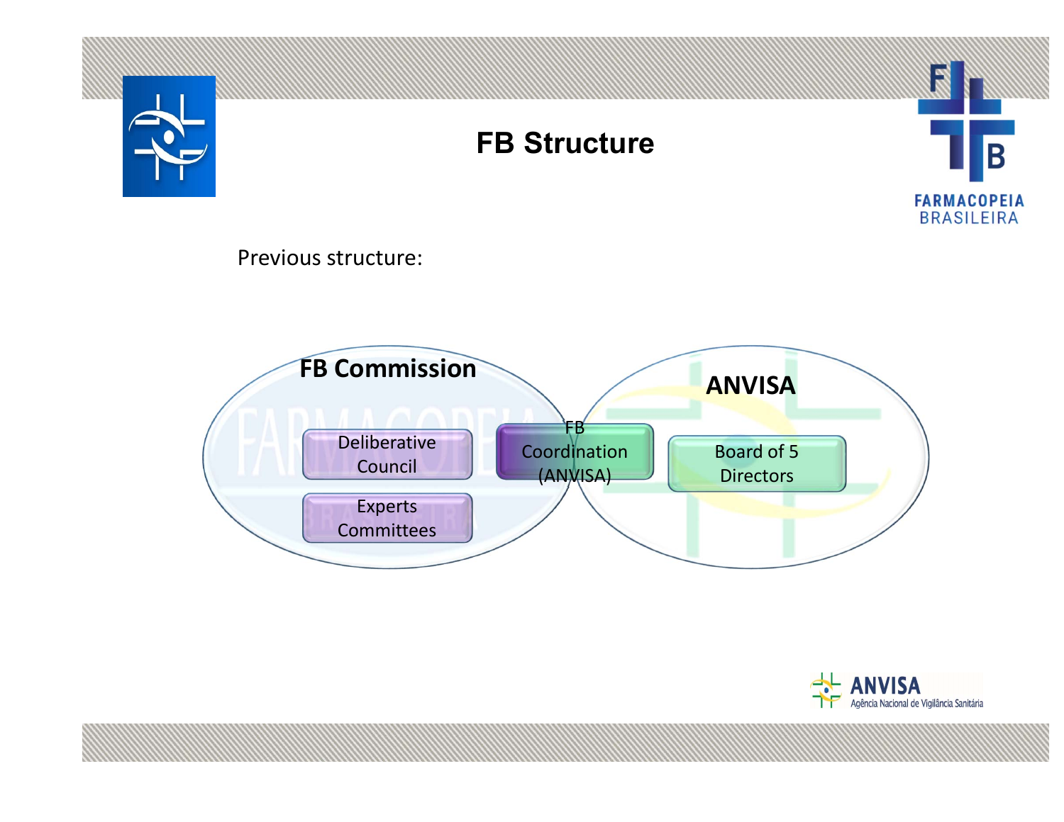# FB Structure

Previous structure:

**FB Commission**

- Deliberative Council
- Experts Committees

FB Coordination (ANVISA)

**ANVISA**

- Board of 5 Directors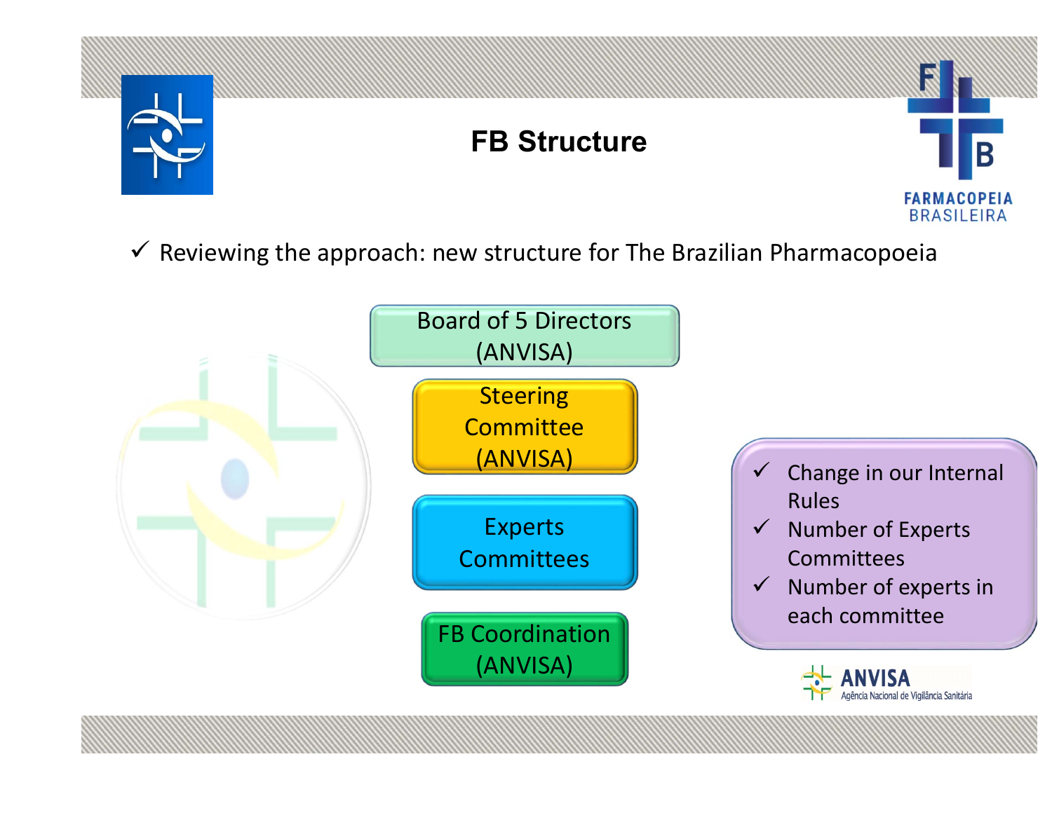# FB Structure

- ✓ Reviewing the approach: new structure for The Brazilian Pharmacopoeia

Board of 5 Directors (ANVISA)

Steering Committee (ANVISA)

Experts Committees

FB Coordination (ANVISA)

- ✓ Change in our Internal Rules
- ✓ Number of Experts Committees
- ✓ Number of experts in each committee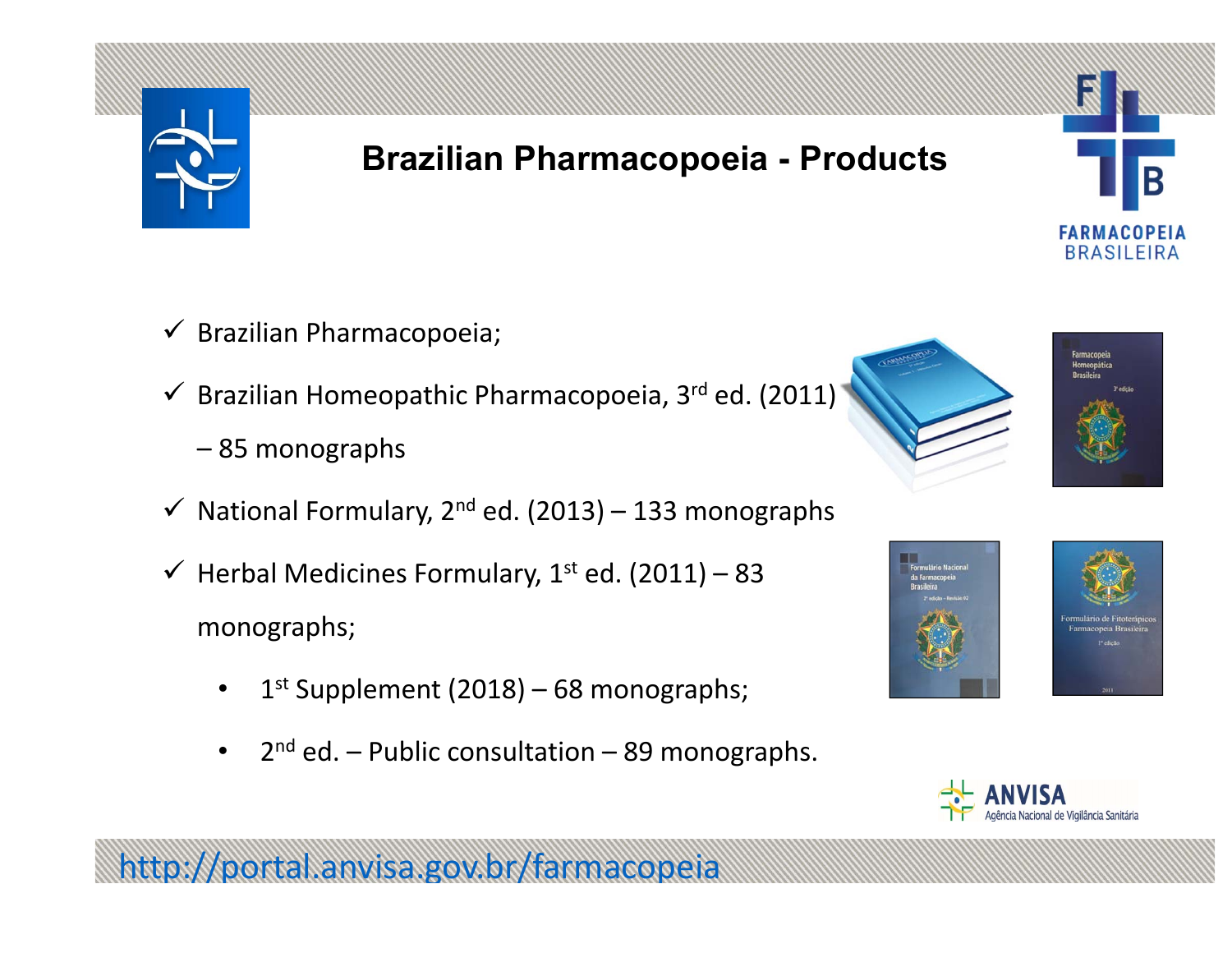# Brazilian Pharmacopoeia - Products

- ✓ Brazilian Pharmacopoeia;
- ✓ Brazilian Homeopathic Pharmacopoeia, 3rd ed. (2011) – 85 monographs
- ✓ National Formulary, 2nd ed. (2013) – 133 monographs
- ✓ Herbal Medicines Formulary, 1st ed. (2011) – 83 monographs;
  - 1st Supplement (2018) – 68 monographs;
  - 2nd ed. – Public consultation – 89 monographs.

http://portal.anvisa.gov.br/farmacopeia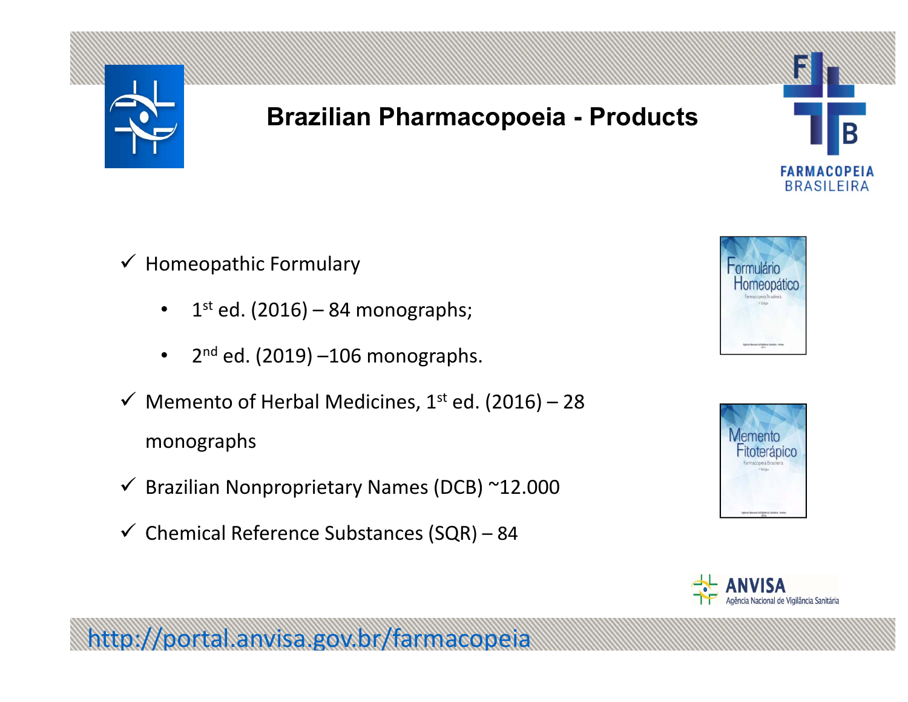# Brazilian Pharmacopoeia - Products

- ✓ Homeopathic Formulary
  - 1st ed. (2016) – 84 monographs;
  - 2nd ed. (2019) –106 monographs.
- ✓ Memento of Herbal Medicines, 1st ed. (2016) – 28 monographs
- ✓ Brazilian Nonproprietary Names (DCB) ~12.000
- ✓ Chemical Reference Substances (SQR) – 84

http://portal.anvisa.gov.br/farmacopeia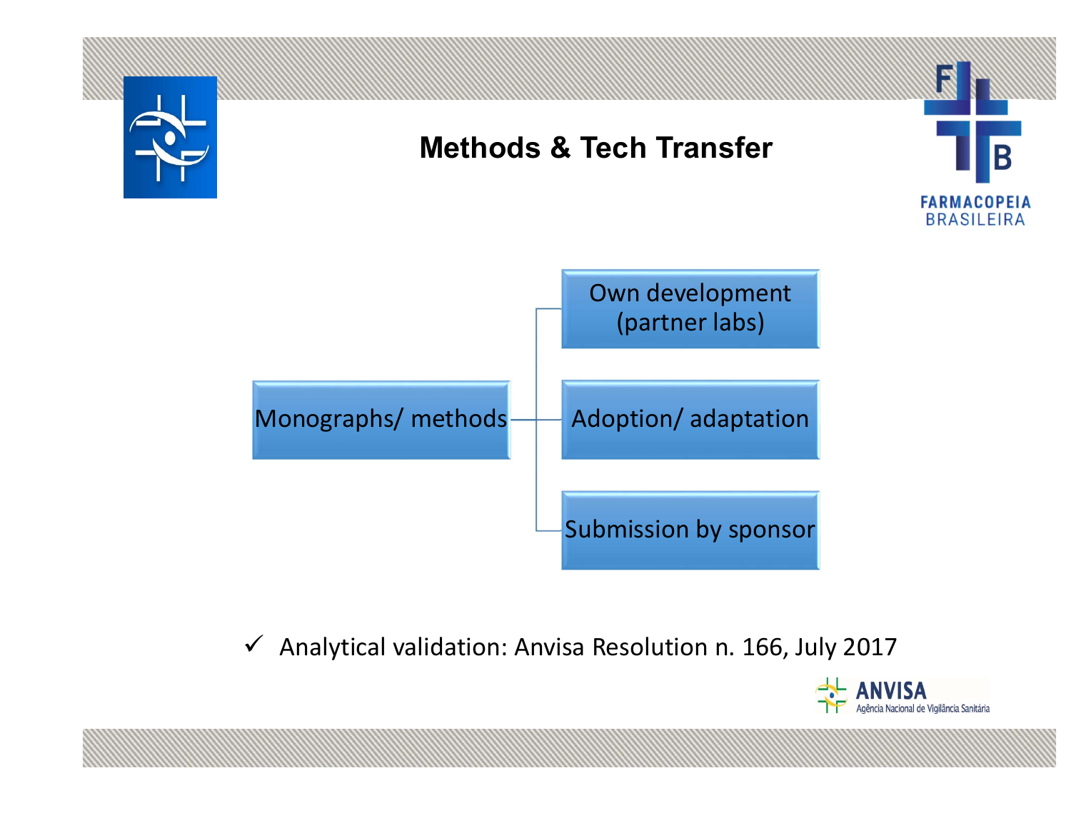# Methods & Tech Transfer

FARMACOPEIA BRASILEIRA

- Monographs/ methods
  - Own development (partner labs)
  - Adoption/ adaptation
  - Submission by sponsor

✓ Analytical validation: Anvisa Resolution n. 166, July 2017

ANVISA
Agência Nacional de Vigilância Sanitária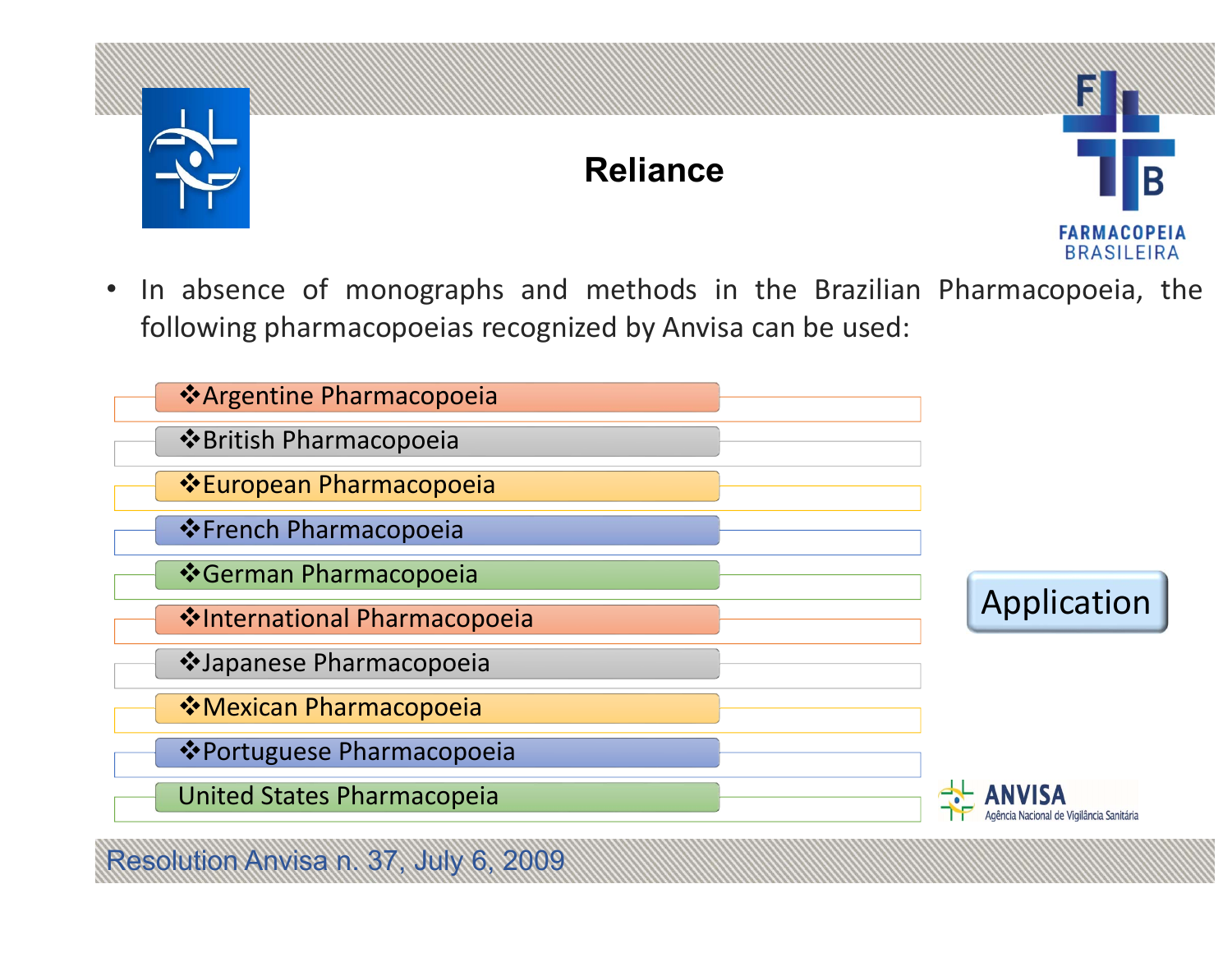# Reliance

- In absence of monographs and methods in the Brazilian Pharmacopoeia, the following pharmacopoeias recognized by Anvisa can be used:

- ❖Argentine Pharmacopoeia
- ❖British Pharmacopoeia
- ❖European Pharmacopoeia
- ❖French Pharmacopoeia
- ❖German Pharmacopoeia
- ❖International Pharmacopoeia
- ❖Japanese Pharmacopoeia
- ❖Mexican Pharmacopoeia
- ❖Portuguese Pharmacopoeia
- United States Pharmacopeia

Application

ANVISA
Agência Nacional de Vigilância Sanitária

Resolution Anvisa n. 37, July 6, 2009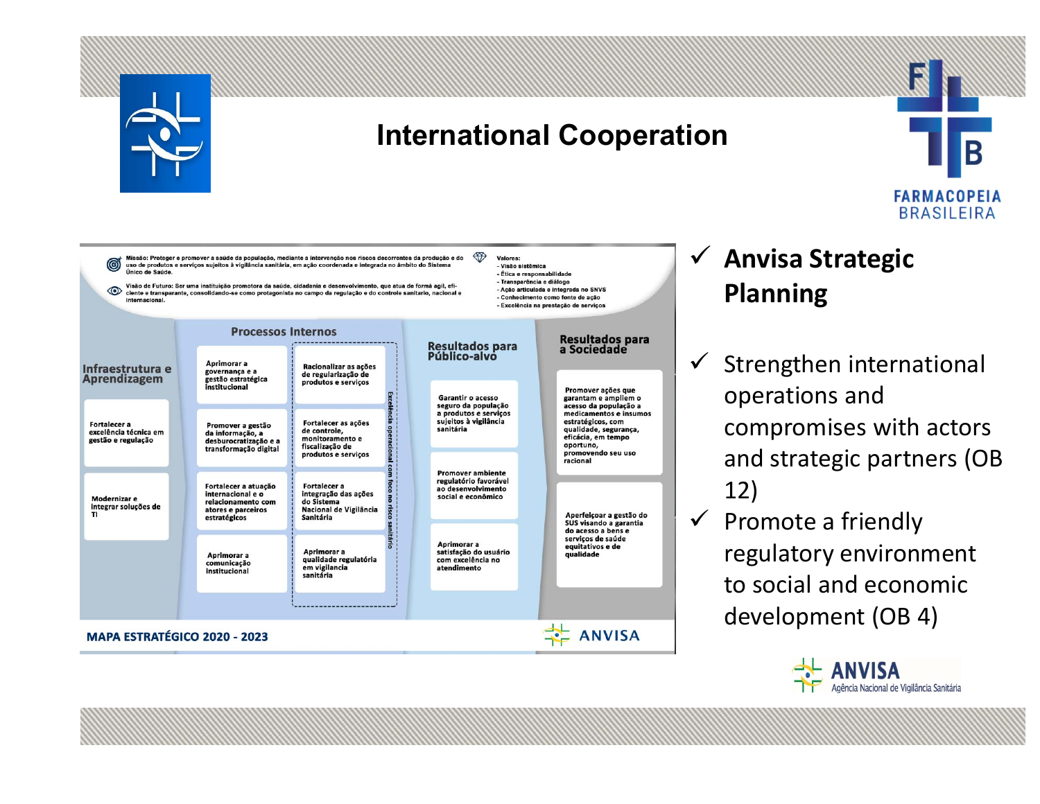# International Cooperation

Missão: Proteger e promover a saúde da população, mediante a intervenção nos riscos decorrentes da produção e do uso de produtos e serviços sujeitos à vigilância sanitária, em ação coordenada e integrada no âmbito do Sistema Único de Saúde.

Visão de Futuro: Ser uma instituição promotora da saúde, cidadania e desenvolvimento, que atua de forma ágil, eficiente e transparente, consolidando-se como protagonista no campo da regulação e do controle sanitário, nacional e internacional.

Valores:
- Visão sistêmica
- Ética e responsabilidade
- Transparência e diálogo
- Ação articulada e integrada no SNVS
- Conhecimento como fonte de ação
- Excelência na prestação de serviços

**Infraestrutura e Aprendizagem**
- Fortalecer a excelência técnica em gestão e regulação
- Modernizar e integrar soluções de TI

**Processos Internos**
- Aprimorar a governança e a gestão estratégica institucional
- Promover a gestão da informação, a desburocratização e a transformação digital
- Fortalecer a atuação internacional e o relacionamento com atores e parceiros estratégicos
- Aprimorar a comunicação institucional

Excelência operacional com foco no risco sanitário:
- Racionalizar as ações de regularização de produtos e serviços
- Fortalecer as ações de controle, monitoramento e fiscalização de produtos e serviços
- Fortalecer a integração das ações do Sistema Nacional de Vigilância Sanitária
- Aprimorar a qualidade regulatória em vigilância sanitária

**Resultados para Público-alvo**
- Garantir o acesso seguro da população a produtos e serviços sujeitos à vigilância sanitária
- Promover ambiente regulatório favorável ao desenvolvimento social e econômico
- Aprimorar a satisfação do usuário com excelência no atendimento

**Resultados para a Sociedade**
- Promover ações que garantam e ampliem o acesso da população a medicamentos e insumos estratégicos, com qualidade, segurança, eficácia, em tempo oportuno, promovendo seu uso racional
- Aperfeiçoar a gestão do SUS visando a garantia do acesso a bens e serviços de saúde equitativos e de qualidade

MAPA ESTRATÉGICO 2020 - 2023

- ✓ **Anvisa Strategic Planning**
- ✓ Strengthen international operations and compromises with actors and strategic partners (OB 12)
- ✓ Promote a friendly regulatory environment to social and economic development (OB 4)

ANVISA – Agência Nacional de Vigilância Sanitária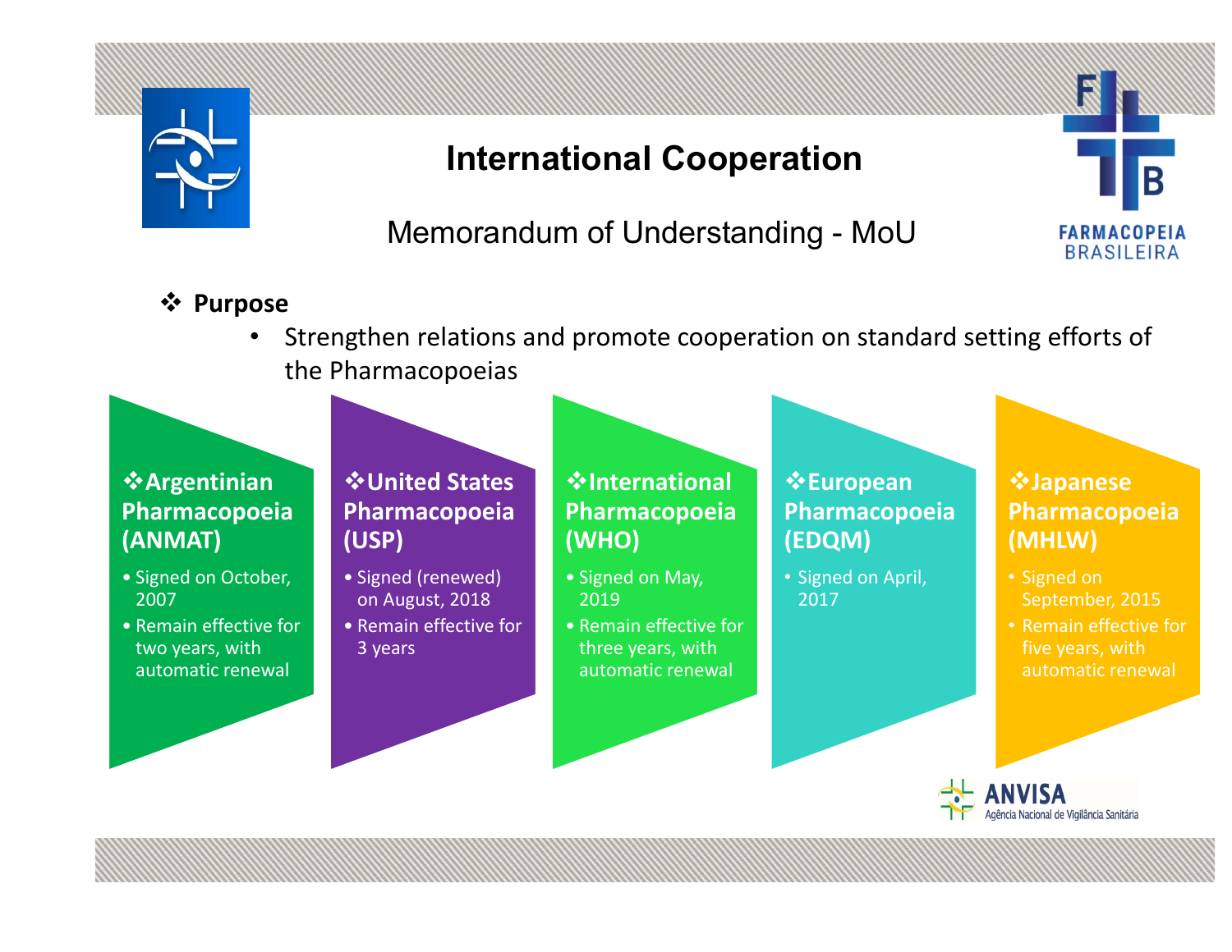# International Cooperation

## Memorandum of Understanding - MoU

❖ **Purpose**

- Strengthen relations and promote cooperation on standard setting efforts of the Pharmacopoeias

**❖Argentinian Pharmacopoeia (ANMAT)**

- Signed on October, 2007
- Remain effective for two years, with automatic renewal

**❖United States Pharmacopoeia (USP)**

- Signed (renewed) on August, 2018
- Remain effective for 3 years

**❖International Pharmacopoeia (WHO)**

- Signed on May, 2019
- Remain effective for three years, with automatic renewal

**❖European Pharmacopoeia (EDQM)**

- Signed on April, 2017

**❖Japanese Pharmacopoeia (MHLW)**

- Signed on September, 2015
- Remain effective for five years, with automatic renewal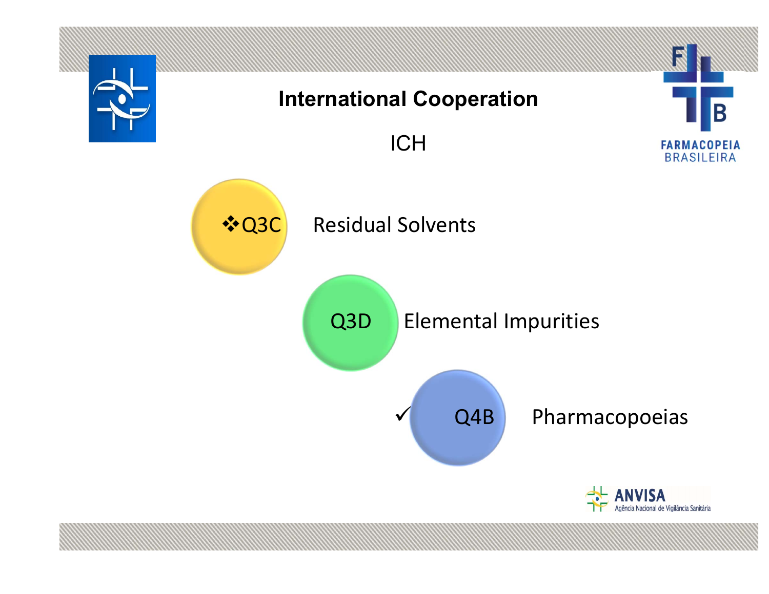# International Cooperation

## ICH

- ❖Q3C Residual Solvents
- Q3D Elemental Impurities
- ✓ Q4B Pharmacopoeias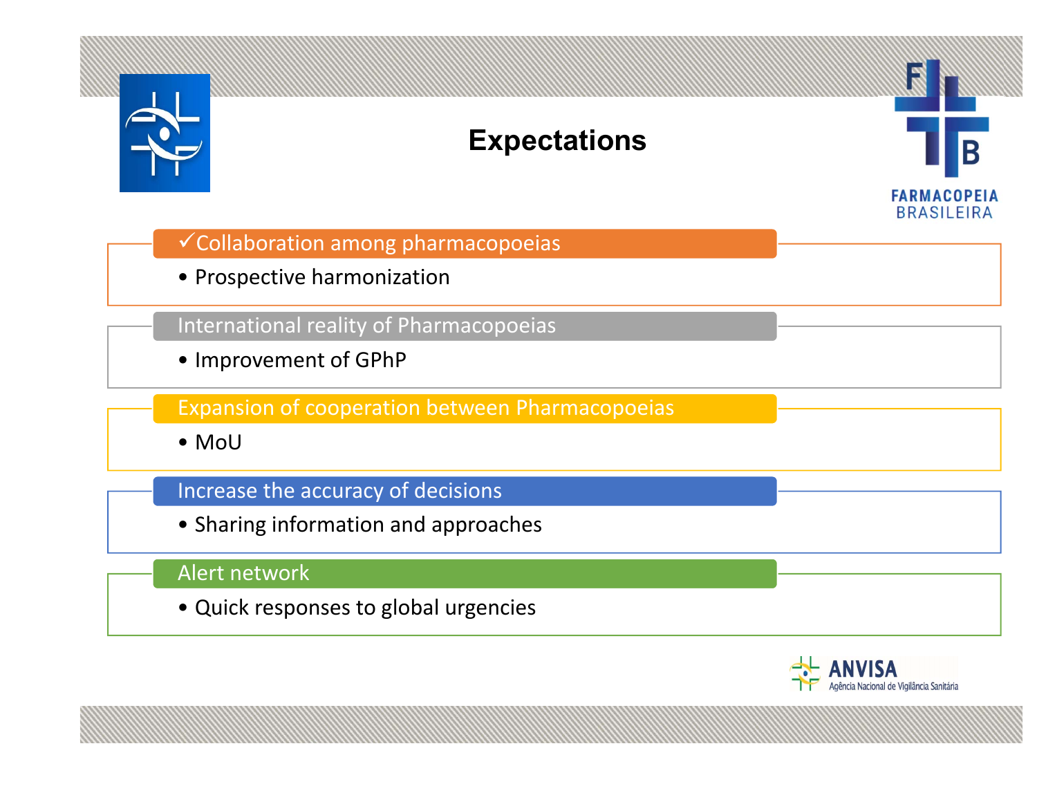# Expectations

### ✓Collaboration among pharmacopoeias

- Prospective harmonization

### International reality of Pharmacopoeias

- Improvement of GPhP

### Expansion of cooperation between Pharmacopoeias

- MoU

### Increase the accuracy of decisions

- Sharing information and approaches

### Alert network

- Quick responses to global urgencies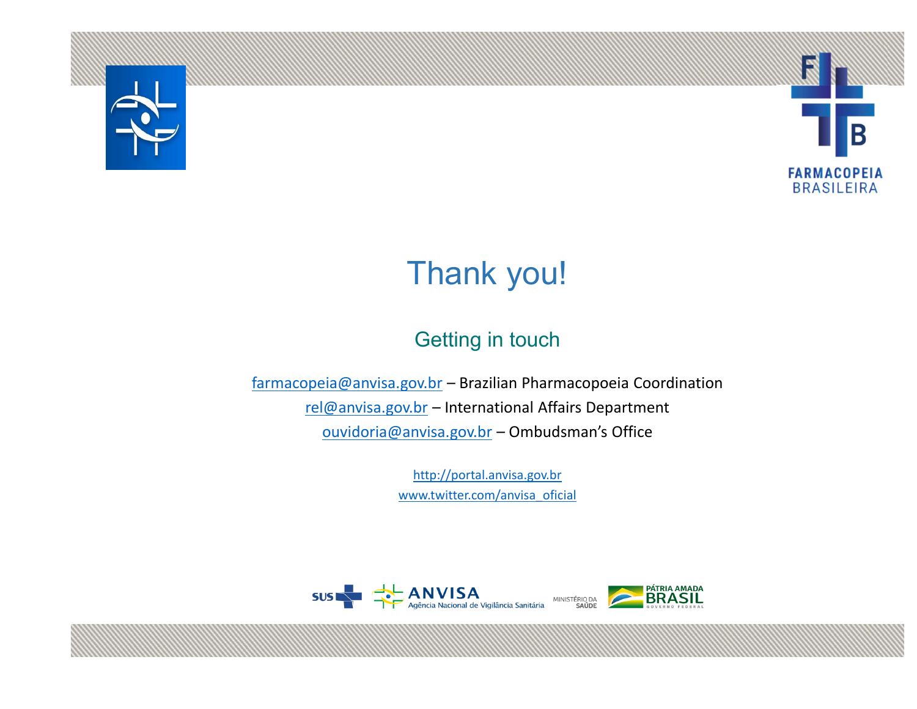# Thank you!

## Getting in touch

farmacopeia@anvisa.gov.br – Brazilian Pharmacopoeia Coordination

rel@anvisa.gov.br – International Affairs Department

ouvidoria@anvisa.gov.br – Ombudsman's Office

http://portal.anvisa.gov.br

www.twitter.com/anvisa_oficial